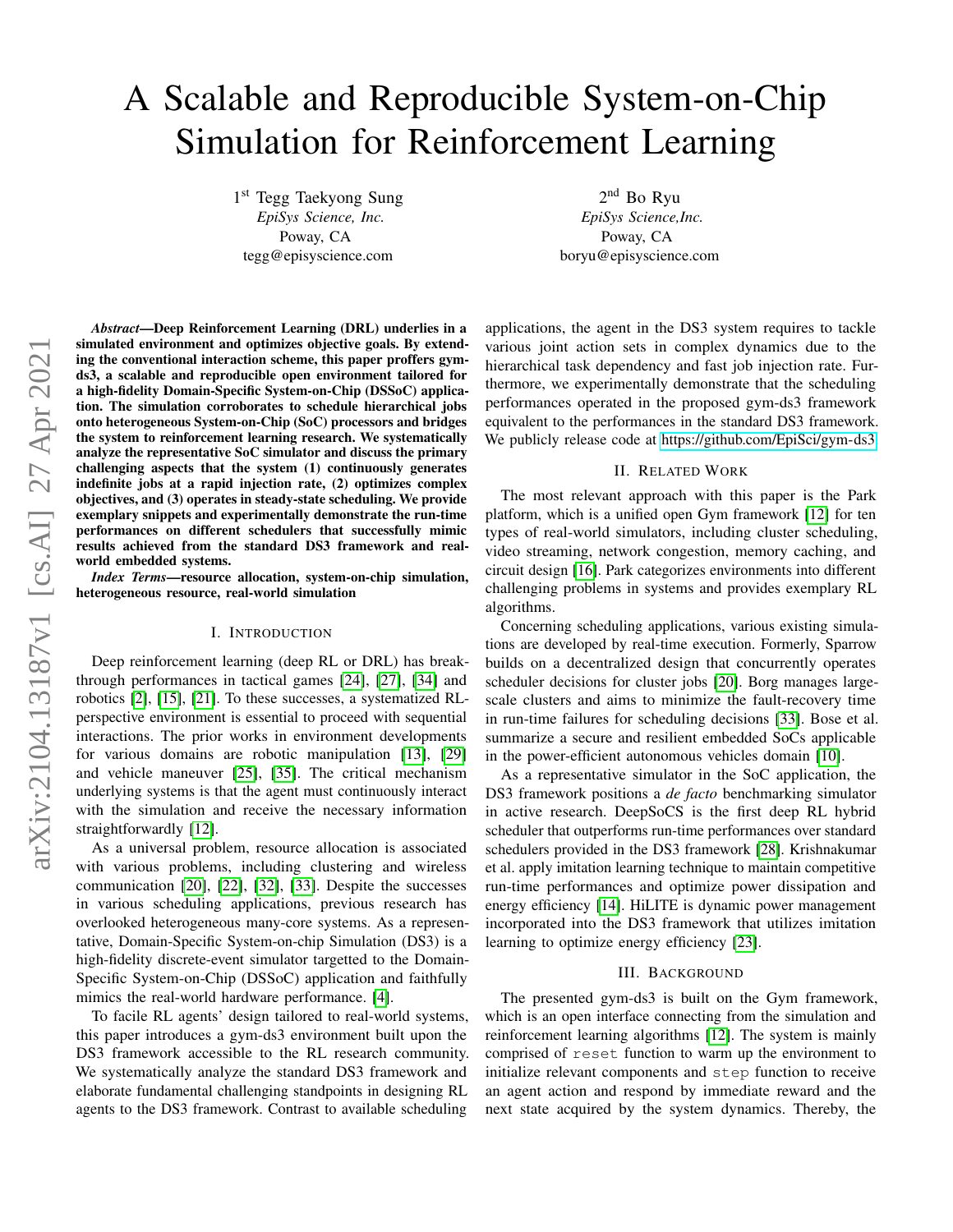# A Scalable and Reproducible System-on-Chip Simulation for Reinforcement Learning

1st Tegg Taekyong Sung
*EpiSys Science, Inc.*
Poway, CA
tegg@episyscience.com

2nd Bo Ryu
*EpiSys Science,Inc.*
Poway, CA
boryu@episyscience.com

***Abstract*—Deep Reinforcement Learning (DRL) underlies in a simulated environment and optimizes objective goals. By extending the conventional interaction scheme, this paper proffers gym-ds3, a scalable and reproducible open environment tailored for a high-fidelity Domain-Specific System-on-Chip (DSSoC) application. The simulation corroborates to schedule hierarchical jobs onto heterogeneous System-on-Chip (SoC) processors and bridges the system to reinforcement learning research. We systematically analyze the representative SoC simulator and discuss the primary challenging aspects that the system (1) continuously generates indefinite jobs at a rapid injection rate, (2) optimizes complex objectives, and (3) operates in steady-state scheduling. We provide exemplary snippets and experimentally demonstrate the run-time performances on different schedulers that successfully mimic results achieved from the standard DS3 framework and real-world embedded systems.**

***Index Terms*—resource allocation, system-on-chip simulation, heterogeneous resource, real-world simulation**

## I. Introduction

Deep reinforcement learning (deep RL or DRL) has breakthrough performances in tactical games [24], [27], [34] and robotics [2], [15], [21]. To these successes, a systematized RL-perspective environment is essential to proceed with sequential interactions. The prior works in environment developments for various domains are robotic manipulation [13], [29] and vehicle maneuver [25], [35]. The critical mechanism underlying systems is that the agent must continuously interact with the simulation and receive the necessary information straightforwardly [12].

As a universal problem, resource allocation is associated with various problems, including clustering and wireless communication [20], [22], [32], [33]. Despite the successes in various scheduling applications, previous research has overlooked heterogeneous many-core systems. As a representative, Domain-Specific System-on-chip Simulation (DS3) is a high-fidelity discrete-event simulator targetted to the Domain-Specific System-on-Chip (DSSoC) application and faithfully mimics the real-world hardware performance. [4].

To facile RL agents' design tailored to real-world systems, this paper introduces a gym-ds3 environment built upon the DS3 framework accessible to the RL research community. We systematically analyze the standard DS3 framework and elaborate fundamental challenging standpoints in designing RL agents to the DS3 framework. Contrast to available scheduling applications, the agent in the DS3 system requires to tackle various joint action sets in complex dynamics due to the hierarchical task dependency and fast job injection rate. Furthermore, we experimentally demonstrate that the scheduling performances operated in the proposed gym-ds3 framework equivalent to the performances in the standard DS3 framework. We publicly release code at https://github.com/EpiSci/gym-ds3.

## II. Related Work

The most relevant approach with this paper is the Park platform, which is a unified open Gym framework [12] for ten types of real-world simulators, including cluster scheduling, video streaming, network congestion, memory caching, and circuit design [16]. Park categorizes environments into different challenging problems in systems and provides exemplary RL algorithms.

Concerning scheduling applications, various existing simulations are developed by real-time execution. Formerly, Sparrow builds on a decentralized design that concurrently operates scheduler decisions for cluster jobs [20]. Borg manages large-scale clusters and aims to minimize the fault-recovery time in run-time failures for scheduling decisions [33]. Bose et al. summarize a secure and resilient embedded SoCs applicable in the power-efficient autonomous vehicles domain [10].

As a representative simulator in the SoC application, the DS3 framework positions a *de facto* benchmarking simulator in active research. DeepSoCS is the first deep RL hybrid scheduler that outperforms run-time performances over standard schedulers provided in the DS3 framework [28]. Krishnakumar et al. apply imitation learning technique to maintain competitive run-time performances and optimize power dissipation and energy efficiency [14]. HiLITE is dynamic power management incorporated into the DS3 framework that utilizes imitation learning to optimize energy efficiency [23].

## III. Background

The presented gym-ds3 is built on the Gym framework, which is an open interface connecting from the simulation and reinforcement learning algorithms [12]. The system is mainly comprised of `reset` function to warm up the environment to initialize relevant components and `step` function to receive an agent action and respond by immediate reward and the next state acquired by the system dynamics. Thereby, the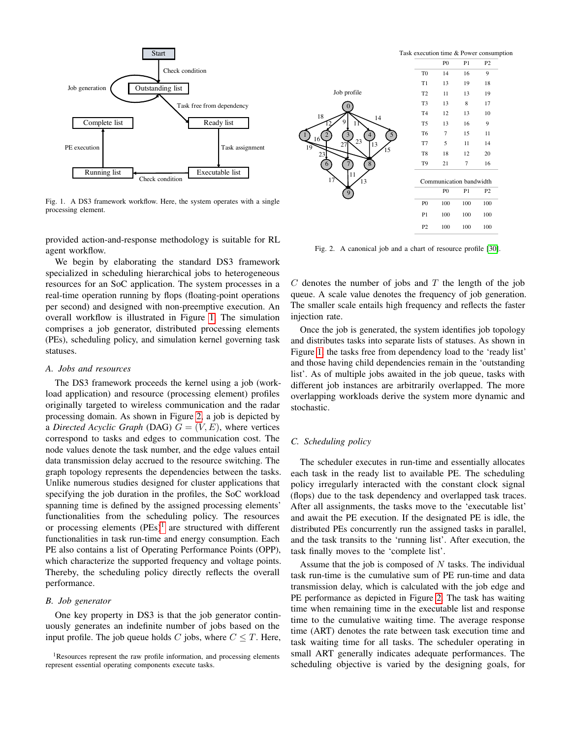Fig. 1. A DS3 framework workflow. Here, the system operates with a single processing element.

provided action-and-response methodology is suitable for RL agent workflow.

We begin by elaborating the standard DS3 framework specialized in scheduling hierarchical jobs to heterogeneous resources for an SoC application. The system processes in a real-time operation running by flops (floating-point operations per second) and designed with non-preemptive execution. An overall workflow is illustrated in Figure 1. The simulation comprises a job generator, distributed processing elements (PEs), scheduling policy, and simulation kernel governing task statuses.

### A. Jobs and resources

The DS3 framework proceeds the kernel using a job (workload application) and resource (processing element) profiles originally targeted to wireless communication and the radar processing domain. As shown in Figure 2, a job is depicted by a *Directed Acyclic Graph* (DAG) $G = (V, E)$, where vertices correspond to tasks and edges to communication cost. The node values denote the task number, and the edge values entail data transmission delay accrued to the resource switching. The graph topology represents the dependencies between the tasks. Unlike numerous studies designed for cluster applications that specifying the job duration in the profiles, the SoC workload spanning time is defined by the assigned processing elements' functionalities from the scheduling policy. The resources or processing elements (PEs)[1] are structured with different functionalities in task run-time and energy consumption. Each PE also contains a list of Operating Performance Points (OPP), which characterize the supported frequency and voltage points. Thereby, the scheduling policy directly reflects the overall performance.

### B. Job generator

One key property in DS3 is that the job generator continuously generates an indefinite number of jobs based on the input profile. The job queue holds $C$ jobs, where $C \leq T$. Here, $C$ denotes the number of jobs and $T$ the length of the job queue. A scale value denotes the frequency of job generation. The smaller scale entails high frequency and reflects the faster injection rate.

Once the job is generated, the system identifies job topology and distributes tasks into separate lists of statuses. As shown in Figure 1, the tasks free from dependency load to the 'ready list' and those having child dependencies remain in the 'outstanding list'. As of multiple jobs awaited in the job queue, tasks with different job instances are arbitrarily overlapped. The more overlapping workloads derive the system more dynamic and stochastic.

Task execution time & Power consumption

| | P0 | P1 | P2 |
|---|---|---|---|
| T0 | 14 | 16 | 9 |
| T1 | 13 | 19 | 18 |
| T2 | 11 | 13 | 19 |
| T3 | 13 | 8 | 17 |
| T4 | 12 | 13 | 10 |
| T5 | 13 | 16 | 9 |
| T6 | 7 | 15 | 11 |
| T7 | 5 | 11 | 14 |
| T8 | 18 | 12 | 20 |
| T9 | 21 | 7 | 16 |

Communication bandwidth

| | P0 | P1 | P2 |
|---|---|---|---|
| P0 | 100 | 100 | 100 |
| P1 | 100 | 100 | 100 |
| P2 | 100 | 100 | 100 |

Fig. 2. A canonical job and a chart of resource profile [30].

### C. Scheduling policy

The scheduler executes in run-time and essentially allocates each task in the ready list to available PE. The scheduling policy irregularly interacted with the constant clock signal (flops) due to the task dependency and overlapped task traces. After all assignments, the tasks move to the 'executable list' and await the PE execution. If the designated PE is idle, the distributed PEs concurrently run the assigned tasks in parallel, and the task transits to the 'running list'. After execution, the task finally moves to the 'complete list'.

Assume that the job is composed of $N$ tasks. The individual task run-time is the cumulative sum of PE run-time and data transmission delay, which is calculated with the job edge and PE performance as depicted in Figure 2. The task has waiting time when remaining time in the executable list and response time to the cumulative waiting time. The average response time (ART) denotes the rate between task execution time and task waiting time for all tasks. The scheduler operating in small ART generally indicates adequate performances. The scheduling objective is varied by the designing goals, for

[1] Resources represent the raw profile information, and processing elements represent essential operating components execute tasks.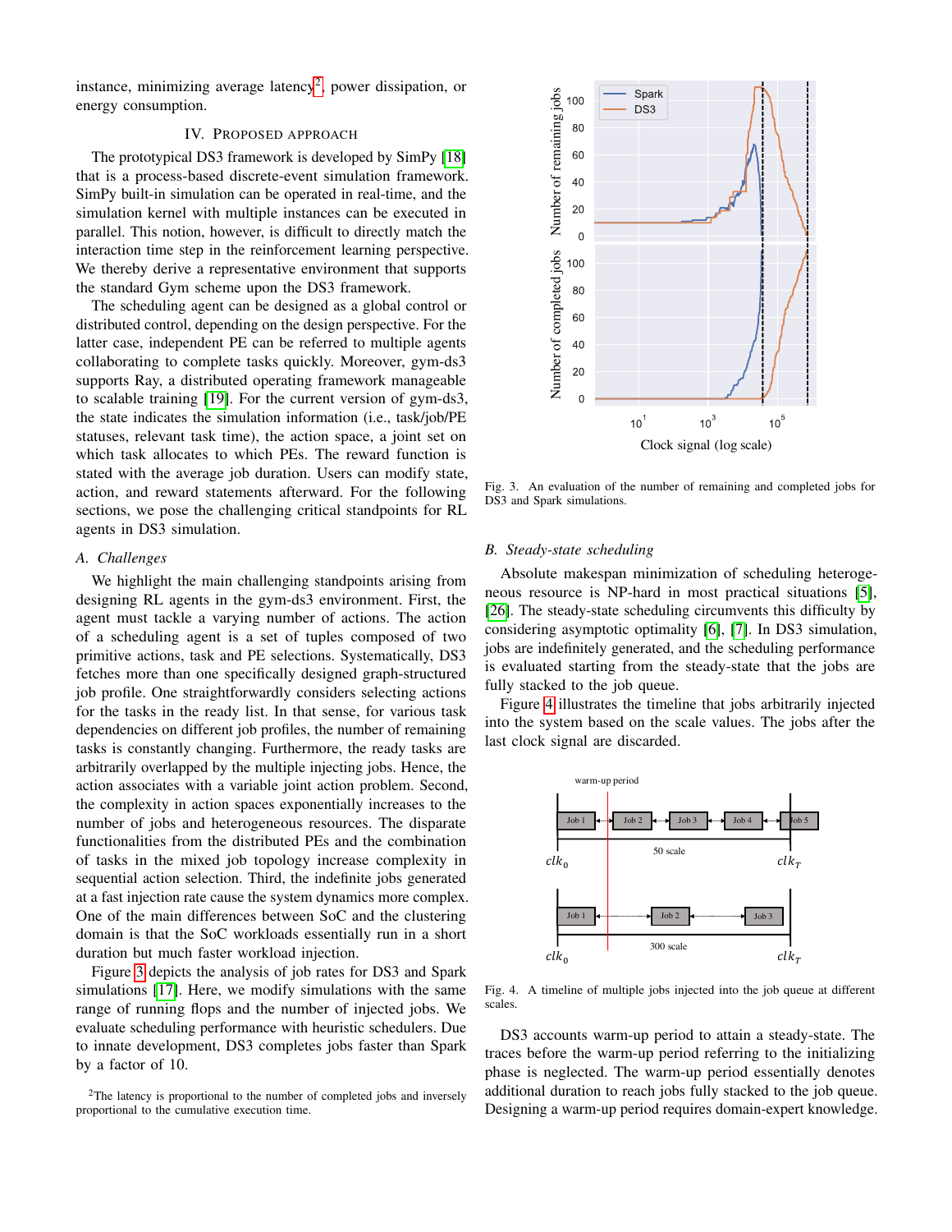instance, minimizing average latency[2], power dissipation, or energy consumption.

## IV. Proposed Approach

The prototypical DS3 framework is developed by SimPy [18] that is a process-based discrete-event simulation framework. SimPy built-in simulation can be operated in real-time, and the simulation kernel with multiple instances can be executed in parallel. This notion, however, is difficult to directly match the interaction time step in the reinforcement learning perspective. We thereby derive a representative environment that supports the standard Gym scheme upon the DS3 framework.

The scheduling agent can be designed as a global control or distributed control, depending on the design perspective. For the latter case, independent PE can be referred to multiple agents collaborating to complete tasks quickly. Moreover, gym-ds3 supports Ray, a distributed operating framework manageable to scalable training [19]. For the current version of gym-ds3, the state indicates the simulation information (i.e., task/job/PE statuses, relevant task time), the action space, a joint set on which task allocates to which PEs. The reward function is stated with the average job duration. Users can modify state, action, and reward statements afterward. For the following sections, we pose the challenging critical standpoints for RL agents in DS3 simulation.

### A. Challenges

We highlight the main challenging standpoints arising from designing RL agents in the gym-ds3 environment. First, the agent must tackle a varying number of actions. The action of a scheduling agent is a set of tuples composed of two primitive actions, task and PE selections. Systematically, DS3 fetches more than one specifically designed graph-structured job profile. One straightforwardly considers selecting actions for the tasks in the ready list. In that sense, for various task dependencies on different job profiles, the number of remaining tasks is constantly changing. Furthermore, the ready tasks are arbitrarily overlapped by the multiple injecting jobs. Hence, the action associates with a variable joint action problem. Second, the complexity in action spaces exponentially increases to the number of jobs and heterogeneous resources. The disparate functionalities from the distributed PEs and the combination of tasks in the mixed job topology increase complexity in sequential action selection. Third, the indefinite jobs generated at a fast injection rate cause the system dynamics more complex. One of the main differences between SoC and the clustering domain is that the SoC workloads essentially run in a short duration but much faster workload injection.

Figure 3 depicts the analysis of job rates for DS3 and Spark simulations [17]. Here, we modify simulations with the same range of running flops and the number of injected jobs. We evaluate scheduling performance with heuristic schedulers. Due to innate development, DS3 completes jobs faster than Spark by a factor of 10.

[2]The latency is proportional to the number of completed jobs and inversely proportional to the cumulative execution time.

Fig. 3. An evaluation of the number of remaining and completed jobs for DS3 and Spark simulations.

### B. Steady-state scheduling

Absolute makespan minimization of scheduling heterogeneous resource is NP-hard in most practical situations [5], [26]. The steady-state scheduling circumvents this difficulty by considering asymptotic optimality [6], [7]. In DS3 simulation, jobs are indefinitely generated, and the scheduling performance is evaluated starting from the steady-state that the jobs are fully stacked to the job queue.

Figure 4 illustrates the timeline that jobs arbitrarily injected into the system based on the scale values. The jobs after the last clock signal are discarded.

Fig. 4. A timeline of multiple jobs injected into the job queue at different scales.

DS3 accounts warm-up period to attain a steady-state. The traces before the warm-up period referring to the initializing phase is neglected. The warm-up period essentially denotes additional duration to reach jobs fully stacked to the job queue. Designing a warm-up period requires domain-expert knowledge.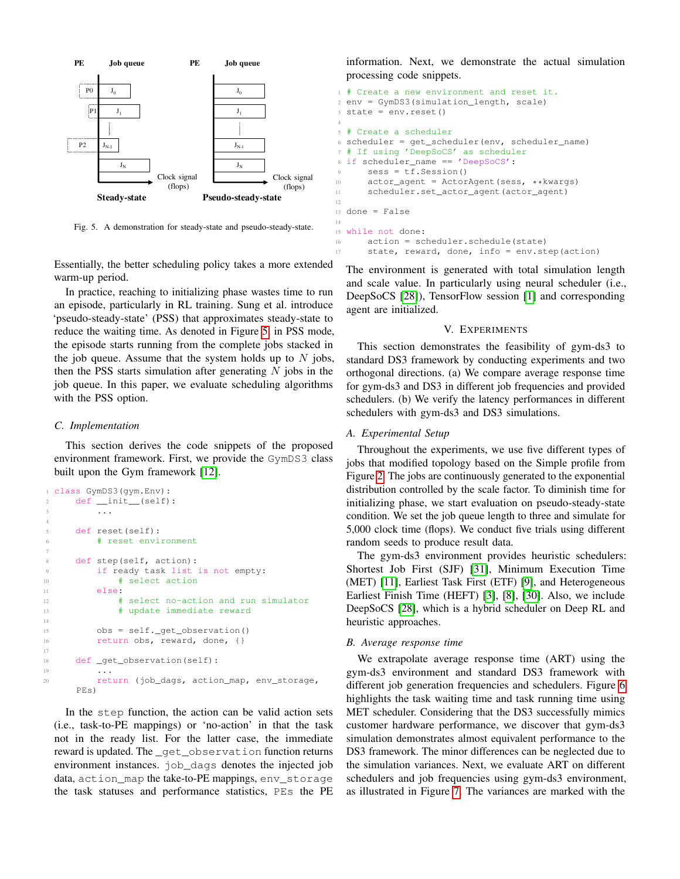Fig. 5. A demonstration for steady-state and pseudo-steady-state.

Essentially, the better scheduling policy takes a more extended warm-up period.

In practice, reaching to initializing phase wastes time to run an episode, particularly in RL training. Sung et al. introduce 'pseudo-steady-state' (PSS) that approximates steady-state to reduce the waiting time. As denoted in Figure 5, in PSS mode, the episode starts running from the complete jobs stacked in the job queue. Assume that the system holds up to $N$ jobs, then the PSS starts simulation after generating $N$ jobs in the job queue. In this paper, we evaluate scheduling algorithms with the PSS option.

### C. Implementation

This section derives the code snippets of the proposed environment framework. First, we provide the `GymDS3` class built upon the Gym framework [12].

```
class GymDS3(gym.Env):
    def __init__(self):
        ...

    def reset(self):
        # reset environment

    def step(self, action):
        if ready task list is not empty:
            # select action
        else:
            # select no-action and run simulator
            # update immediate reward

        obs = self._get_observation()
        return obs, reward, done, {}

    def _get_observation(self):
        ...
        return (job_dags, action_map, env_storage,
    PEs)
```

In the `step` function, the action can be valid action sets (i.e., task-to-PE mappings) or 'no-action' in that the task not in the ready list. For the latter case, the immediate reward is updated. The `_get_observation` function returns environment instances. `job_dags` denotes the injected job data, `action_map` the take-to-PE mappings, `env_storage` the task statuses and performance statistics, `PEs` the PE information. Next, we demonstrate the actual simulation processing code snippets.

```
# Create a new environment and reset it.
env = GymDS3(simulation_length, scale)
state = env.reset()

# Create a scheduler
scheduler = get_scheduler(env, scheduler_name)
# If using 'DeepSoCS' as scheduler
if scheduler_name == 'DeepSoCS':
    sess = tf.Session()
    actor_agent = ActorAgent(sess, **kwargs)
    scheduler.set_actor_agent(actor_agent)

done = False

while not done:
    action = scheduler.schedule(state)
    state, reward, done, info = env.step(action)
```

The environment is generated with total simulation length and scale value. In particularly using neural scheduler (i.e., DeepSoCS [28]), TensorFlow session [1] and corresponding agent are initialized.

## V. Experiments

This section demonstrates the feasibility of gym-ds3 to standard DS3 framework by conducting experiments and two orthogonal directions. (a) We compare average response time for gym-ds3 and DS3 in different job frequencies and provided schedulers. (b) We verify the latency performances in different schedulers with gym-ds3 and DS3 simulations.

### A. Experimental Setup

Throughout the experiments, we use five different types of jobs that modified topology based on the Simple profile from Figure 2. The jobs are continuously generated to the exponential distribution controlled by the scale factor. To diminish time for initializing phase, we start evaluation on pseudo-steady-state condition. We set the job queue length to three and simulate for 5,000 clock time (flops). We conduct five trials using different random seeds to produce result data.

The gym-ds3 environment provides heuristic schedulers: Shortest Job First (SJF) [31], Minimum Execution Time (MET) [11], Earliest Task First (ETF) [9], and Heterogeneous Earliest Finish Time (HEFT) [3], [8], [30]. Also, we include DeepSoCS [28], which is a hybrid scheduler on Deep RL and heuristic approaches.

### B. Average response time

We extrapolate average response time (ART) using the gym-ds3 environment and standard DS3 framework with different job generation frequencies and schedulers. Figure 6 highlights the task waiting time and task running time using MET scheduler. Considering that the DS3 successfully mimics customer hardware performance, we discover that gym-ds3 simulation demonstrates almost equivalent performance to the DS3 framework. The minor differences can be neglected due to the simulation variances. Next, we evaluate ART on different schedulers and job frequencies using gym-ds3 environment, as illustrated in Figure 7. The variances are marked with the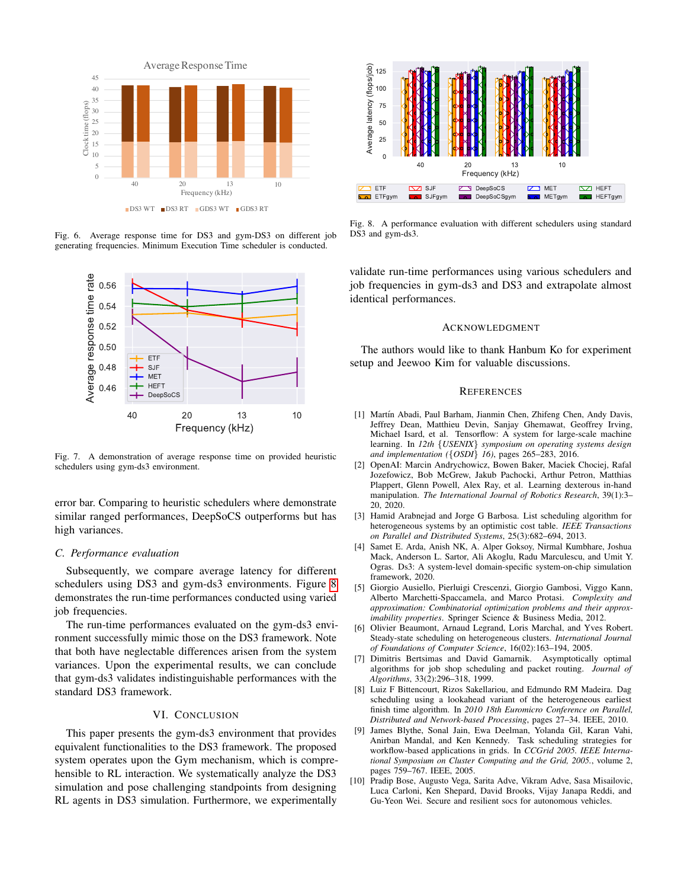Fig. 6. Average response time for DS3 and gym-DS3 on different job generating frequencies. Minimum Execution Time scheduler is conducted.

Fig. 7. A demonstration of average response time on provided heuristic schedulers using gym-ds3 environment.

error bar. Comparing to heuristic schedulers where demonstrate similar ranged performances, DeepSoCS outperforms but has high variances.

### C. Performance evaluation

Subsequently, we compare average latency for different schedulers using DS3 and gym-ds3 environments. Figure 8 demonstrates the run-time performances conducted using varied job frequencies.

The run-time performances evaluated on the gym-ds3 environment successfully mimic those on the DS3 framework. Note that both have neglectable differences arisen from the system variances. Upon the experimental results, we can conclude that gym-ds3 validates indistinguishable performances with the standard DS3 framework.

## VI. Conclusion

This paper presents the gym-ds3 environment that provides equivalent functionalities to the DS3 framework. The proposed system operates upon the Gym mechanism, which is comprehensible to RL interaction. We systematically analyze the DS3 simulation and pose challenging standpoints from designing RL agents in DS3 simulation. Furthermore, we experimentally

Fig. 8. A performance evaluation with different schedulers using standard DS3 and gym-ds3.

validate run-time performances using various schedulers and job frequencies in gym-ds3 and DS3 and extrapolate almost identical performances.

## Acknowledgment

The authors would like to thank Hanbum Ko for experiment setup and Jeewoo Kim for valuable discussions.

## References

[1] Martín Abadi, Paul Barham, Jianmin Chen, Zhifeng Chen, Andy Davis, Jeffrey Dean, Matthieu Devin, Sanjay Ghemawat, Geoffrey Irving, Michael Isard, et al. Tensorflow: A system for large-scale machine learning. In *12th {USENIX} symposium on operating systems design and implementation ({OSDI} 16)*, pages 265–283, 2016.

[2] OpenAI: Marcin Andrychowicz, Bowen Baker, Maciek Chociej, Rafal Jozefowicz, Bob McGrew, Jakub Pachocki, Arthur Petron, Matthias Plappert, Glenn Powell, Alex Ray, et al. Learning dexterous in-hand manipulation. *The International Journal of Robotics Research*, 39(1):3–20, 2020.

[3] Hamid Arabnejad and Jorge G Barbosa. List scheduling algorithm for heterogeneous systems by an optimistic cost table. *IEEE Transactions on Parallel and Distributed Systems*, 25(3):682–694, 2013.

[4] Samet E. Arda, Anish NK, A. Alper Goksoy, Nirmal Kumbhare, Joshua Mack, Anderson L. Sartor, Ali Akoglu, Radu Marculescu, and Umit Y. Ogras. Ds3: A system-level domain-specific system-on-chip simulation framework, 2020.

[5] Giorgio Ausiello, Pierluigi Crescenzi, Giorgio Gambosi, Viggo Kann, Alberto Marchetti-Spaccamela, and Marco Protasi. *Complexity and approximation: Combinatorial optimization problems and their approximability properties*. Springer Science & Business Media, 2012.

[6] Olivier Beaumont, Arnaud Legrand, Loris Marchal, and Yves Robert. Steady-state scheduling on heterogeneous clusters. *International Journal of Foundations of Computer Science*, 16(02):163–194, 2005.

[7] Dimitris Bertsimas and David Gamarnik. Asymptotically optimal algorithms for job shop scheduling and packet routing. *Journal of Algorithms*, 33(2):296–318, 1999.

[8] Luiz F Bittencourt, Rizos Sakellariou, and Edmundo RM Madeira. Dag scheduling using a lookahead variant of the heterogeneous earliest finish time algorithm. In *2010 18th Euromicro Conference on Parallel, Distributed and Network-based Processing*, pages 27–34. IEEE, 2010.

[9] James Blythe, Sonal Jain, Ewa Deelman, Yolanda Gil, Karan Vahi, Anirban Mandal, and Ken Kennedy. Task scheduling strategies for workflow-based applications in grids. In *CCGrid 2005. IEEE International Symposium on Cluster Computing and the Grid, 2005.*, volume 2, pages 759–767. IEEE, 2005.

[10] Pradip Bose, Augusto Vega, Sarita Adve, Vikram Adve, Sasa Misailovic, Luca Carloni, Ken Shepard, David Brooks, Vijay Janapa Reddi, and Gu-Yeon Wei. Secure and resilient socs for autonomous vehicles.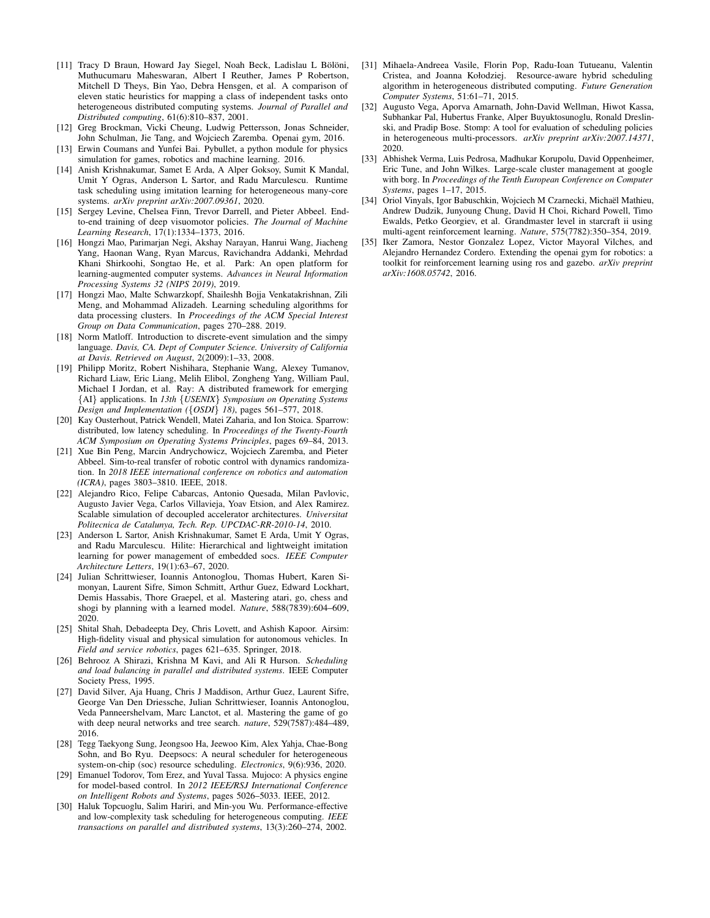[11] Tracy D Braun, Howard Jay Siegel, Noah Beck, Ladislau L Bölöni, Muthucumaru Maheswaran, Albert I Reuther, James P Robertson, Mitchell D Theys, Bin Yao, Debra Hensgen, et al. A comparison of eleven static heuristics for mapping a class of independent tasks onto heterogeneous distributed computing systems. *Journal of Parallel and Distributed computing*, 61(6):810–837, 2001.

[12] Greg Brockman, Vicki Cheung, Ludwig Pettersson, Jonas Schneider, John Schulman, Jie Tang, and Wojciech Zaremba. Openai gym, 2016.

[13] Erwin Coumans and Yunfei Bai. Pybullet, a python module for physics simulation for games, robotics and machine learning. 2016.

[14] Anish Krishnakumar, Samet E Arda, A Alper Goksoy, Sumit K Mandal, Umit Y Ogras, Anderson L Sartor, and Radu Marculescu. Runtime task scheduling using imitation learning for heterogeneous many-core systems. *arXiv preprint arXiv:2007.09361*, 2020.

[15] Sergey Levine, Chelsea Finn, Trevor Darrell, and Pieter Abbeel. End-to-end training of deep visuomotor policies. *The Journal of Machine Learning Research*, 17(1):1334–1373, 2016.

[16] Hongzi Mao, Parimarjan Negi, Akshay Narayan, Hanrui Wang, Jiacheng Yang, Haonan Wang, Ryan Marcus, Ravichandra Addanki, Mehrdad Khani Shirkoohi, Songtao He, et al. Park: An open platform for learning-augmented computer systems. *Advances in Neural Information Processing Systems 32 (NIPS 2019)*, 2019.

[17] Hongzi Mao, Malte Schwarzkopf, Shaileshh Bojja Venkatakrishnan, Zili Meng, and Mohammad Alizadeh. Learning scheduling algorithms for data processing clusters. In *Proceedings of the ACM Special Interest Group on Data Communication*, pages 270–288. 2019.

[18] Norm Matloff. Introduction to discrete-event simulation and the simpy language. *Davis, CA. Dept of Computer Science. University of California at Davis. Retrieved on August*, 2(2009):1–33, 2008.

[19] Philipp Moritz, Robert Nishihara, Stephanie Wang, Alexey Tumanov, Richard Liaw, Eric Liang, Melih Elibol, Zongheng Yang, William Paul, Michael I Jordan, et al. Ray: A distributed framework for emerging {AI} applications. In *13th {USENIX} Symposium on Operating Systems Design and Implementation ({OSDI} 18)*, pages 561–577, 2018.

[20] Kay Ousterhout, Patrick Wendell, Matei Zaharia, and Ion Stoica. Sparrow: distributed, low latency scheduling. In *Proceedings of the Twenty-Fourth ACM Symposium on Operating Systems Principles*, pages 69–84, 2013.

[21] Xue Bin Peng, Marcin Andrychowicz, Wojciech Zaremba, and Pieter Abbeel. Sim-to-real transfer of robotic control with dynamics randomization. In *2018 IEEE international conference on robotics and automation (ICRA)*, pages 3803–3810. IEEE, 2018.

[22] Alejandro Rico, Felipe Cabarcas, Antonio Quesada, Milan Pavlovic, Augusto Javier Vega, Carlos Villavieja, Yoav Etsion, and Alex Ramirez. Scalable simulation of decoupled accelerator architectures. *Universitat Politecnica de Catalunya, Tech. Rep. UPCDAC-RR-2010-14*, 2010.

[23] Anderson L Sartor, Anish Krishnakumar, Samet E Arda, Umit Y Ogras, and Radu Marculescu. Hilite: Hierarchical and lightweight imitation learning for power management of embedded socs. *IEEE Computer Architecture Letters*, 19(1):63–67, 2020.

[24] Julian Schrittwieser, Ioannis Antonoglou, Thomas Hubert, Karen Simonyan, Laurent Sifre, Simon Schmitt, Arthur Guez, Edward Lockhart, Demis Hassabis, Thore Graepel, et al. Mastering atari, go, chess and shogi by planning with a learned model. *Nature*, 588(7839):604–609, 2020.

[25] Shital Shah, Debadeepta Dey, Chris Lovett, and Ashish Kapoor. Airsim: High-fidelity visual and physical simulation for autonomous vehicles. In *Field and service robotics*, pages 621–635. Springer, 2018.

[26] Behrooz A Shirazi, Krishna M Kavi, and Ali R Hurson. *Scheduling and load balancing in parallel and distributed systems*. IEEE Computer Society Press, 1995.

[27] David Silver, Aja Huang, Chris J Maddison, Arthur Guez, Laurent Sifre, George Van Den Driessche, Julian Schrittwieser, Ioannis Antonoglou, Veda Panneershelvam, Marc Lanctot, et al. Mastering the game of go with deep neural networks and tree search. *nature*, 529(7587):484–489, 2016.

[28] Tegg Taekyong Sung, Jeongsoo Ha, Jeewoo Kim, Alex Yahja, Chae-Bong Sohn, and Bo Ryu. Deepsocs: A neural scheduler for heterogeneous system-on-chip (soc) resource scheduling. *Electronics*, 9(6):936, 2020.

[29] Emanuel Todorov, Tom Erez, and Yuval Tassa. Mujoco: A physics engine for model-based control. In *2012 IEEE/RSJ International Conference on Intelligent Robots and Systems*, pages 5026–5033. IEEE, 2012.

[30] Haluk Topcuoglu, Salim Hariri, and Min-you Wu. Performance-effective and low-complexity task scheduling for heterogeneous computing. *IEEE transactions on parallel and distributed systems*, 13(3):260–274, 2002.

[31] Mihaela-Andreea Vasile, Florin Pop, Radu-Ioan Tutueanu, Valentin Cristea, and Joanna Kołodziej. Resource-aware hybrid scheduling algorithm in heterogeneous distributed computing. *Future Generation Computer Systems*, 51:61–71, 2015.

[32] Augusto Vega, Aporva Amarnath, John-David Wellman, Hiwot Kassa, Subhankar Pal, Hubertus Franke, Alper Buyuktosunoglu, Ronald Dreslinski, and Pradip Bose. Stomp: A tool for evaluation of scheduling policies in heterogeneous multi-processors. *arXiv preprint arXiv:2007.14371*, 2020.

[33] Abhishek Verma, Luis Pedrosa, Madhukar Korupolu, David Oppenheimer, Eric Tune, and John Wilkes. Large-scale cluster management at google with borg. In *Proceedings of the Tenth European Conference on Computer Systems*, pages 1–17, 2015.

[34] Oriol Vinyals, Igor Babuschkin, Wojciech M Czarnecki, Michaël Mathieu, Andrew Dudzik, Junyoung Chung, David H Choi, Richard Powell, Timo Ewalds, Petko Georgiev, et al. Grandmaster level in starcraft ii using multi-agent reinforcement learning. *Nature*, 575(7782):350–354, 2019.

[35] Iker Zamora, Nestor Gonzalez Lopez, Victor Mayoral Vilches, and Alejandro Hernandez Cordero. Extending the openai gym for robotics: a toolkit for reinforcement learning using ros and gazebo. *arXiv preprint arXiv:1608.05742*, 2016.